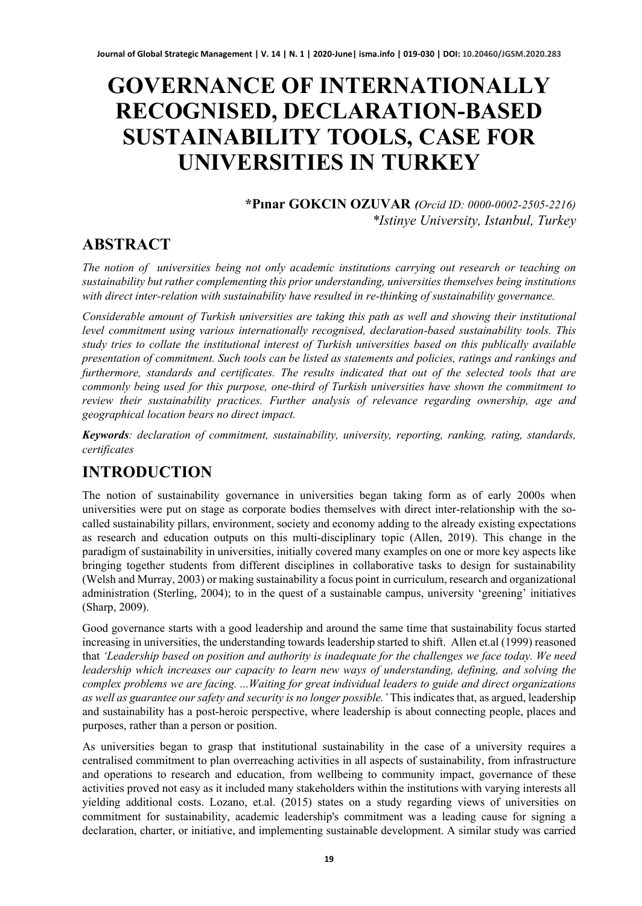# GOVERNANCE OF INTERNATIONALLY RECOGNISED, DECLARATION-BASED SUSTAINABILITY TOOLS, CASE FOR UNIVERSITIES IN TURKEY

**\*Pınar GOKCIN OZUVAR** *(Orcid ID: 0000-0002-2505-2216)*
*\*Istinye University, Istanbul, Turkey*

## ABSTRACT

*The notion of universities being not only academic institutions carrying out research or teaching on sustainability but rather complementing this prior understanding, universities themselves being institutions with direct inter-relation with sustainability have resulted in re-thinking of sustainability governance.*

*Considerable amount of Turkish universities are taking this path as well and showing their institutional level commitment using various internationally recognised, declaration-based sustainability tools. This study tries to collate the institutional interest of Turkish universities based on this publically available presentation of commitment. Such tools can be listed as statements and policies, ratings and rankings and furthermore, standards and certificates. The results indicated that out of the selected tools that are commonly being used for this purpose, one-third of Turkish universities have shown the commitment to review their sustainability practices. Further analysis of relevance regarding ownership, age and geographical location bears no direct impact.*

***Keywords**: declaration of commitment, sustainability, university, reporting, ranking, rating, standards, certificates*

## INTRODUCTION

The notion of sustainability governance in universities began taking form as of early 2000s when universities were put on stage as corporate bodies themselves with direct inter-relationship with the so-called sustainability pillars, environment, society and economy adding to the already existing expectations as research and education outputs on this multi-disciplinary topic (Allen, 2019). This change in the paradigm of sustainability in universities, initially covered many examples on one or more key aspects like bringing together students from different disciplines in collaborative tasks to design for sustainability (Welsh and Murray, 2003) or making sustainability a focus point in curriculum, research and organizational administration (Sterling, 2004); to in the quest of a sustainable campus, university 'greening' initiatives (Sharp, 2009).

Good governance starts with a good leadership and around the same time that sustainability focus started increasing in universities, the understanding towards leadership started to shift. Allen et.al (1999) reasoned that *'Leadership based on position and authority is inadequate for the challenges we face today. We need leadership which increases our capacity to learn new ways of understanding, defining, and solving the complex problems we are facing. ...Waiting for great individual leaders to guide and direct organizations as well as guarantee our safety and security is no longer possible.'* This indicates that, as argued, leadership and sustainability has a post-heroic perspective, where leadership is about connecting people, places and purposes, rather than a person or position.

As universities began to grasp that institutional sustainability in the case of a university requires a centralised commitment to plan overreaching activities in all aspects of sustainability, from infrastructure and operations to research and education, from wellbeing to community impact, governance of these activities proved not easy as it included many stakeholders within the institutions with varying interests all yielding additional costs. Lozano, et.al. (2015) states on a study regarding views of universities on commitment for sustainability, academic leadership's commitment was a leading cause for signing a declaration, charter, or initiative, and implementing sustainable development. A similar study was carried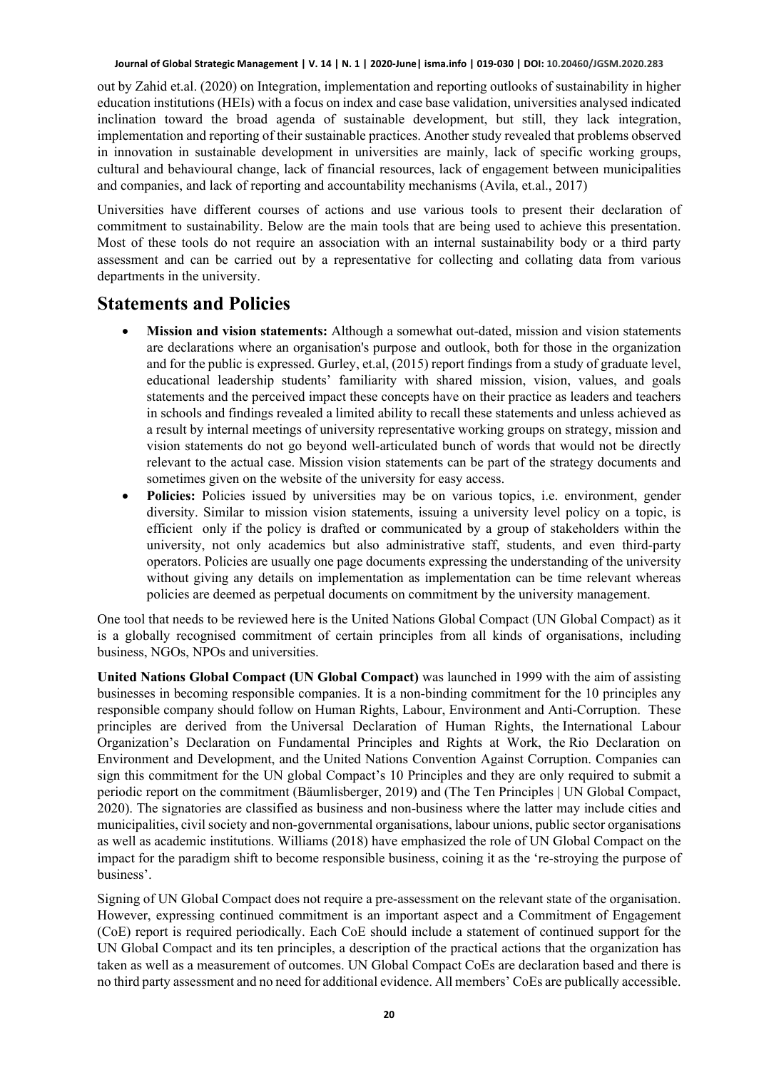out by Zahid et.al. (2020) on Integration, implementation and reporting outlooks of sustainability in higher education institutions (HEIs) with a focus on index and case base validation, universities analysed indicated inclination toward the broad agenda of sustainable development, but still, they lack integration, implementation and reporting of their sustainable practices. Another study revealed that problems observed in innovation in sustainable development in universities are mainly, lack of specific working groups, cultural and behavioural change, lack of financial resources, lack of engagement between municipalities and companies, and lack of reporting and accountability mechanisms (Avila, et.al., 2017)

Universities have different courses of actions and use various tools to present their declaration of commitment to sustainability. Below are the main tools that are being used to achieve this presentation. Most of these tools do not require an association with an internal sustainability body or a third party assessment and can be carried out by a representative for collecting and collating data from various departments in the university.

## Statements and Policies

- **Mission and vision statements:** Although a somewhat out-dated, mission and vision statements are declarations where an organisation's purpose and outlook, both for those in the organization and for the public is expressed. Gurley, et.al, (2015) report findings from a study of graduate level, educational leadership students' familiarity with shared mission, vision, values, and goals statements and the perceived impact these concepts have on their practice as leaders and teachers in schools and findings revealed a limited ability to recall these statements and unless achieved as a result by internal meetings of university representative working groups on strategy, mission and vision statements do not go beyond well-articulated bunch of words that would not be directly relevant to the actual case. Mission vision statements can be part of the strategy documents and sometimes given on the website of the university for easy access.
- **Policies:** Policies issued by universities may be on various topics, i.e. environment, gender diversity. Similar to mission vision statements, issuing a university level policy on a topic, is efficient only if the policy is drafted or communicated by a group of stakeholders within the university, not only academics but also administrative staff, students, and even third-party operators. Policies are usually one page documents expressing the understanding of the university without giving any details on implementation as implementation can be time relevant whereas policies are deemed as perpetual documents on commitment by the university management.

One tool that needs to be reviewed here is the United Nations Global Compact (UN Global Compact) as it is a globally recognised commitment of certain principles from all kinds of organisations, including business, NGOs, NPOs and universities.

**United Nations Global Compact (UN Global Compact)** was launched in 1999 with the aim of assisting businesses in becoming responsible companies. It is a non-binding commitment for the 10 principles any responsible company should follow on Human Rights, Labour, Environment and Anti-Corruption. These principles are derived from the Universal Declaration of Human Rights, the International Labour Organization's Declaration on Fundamental Principles and Rights at Work, the Rio Declaration on Environment and Development, and the United Nations Convention Against Corruption. Companies can sign this commitment for the UN global Compact's 10 Principles and they are only required to submit a periodic report on the commitment (Bäumlisberger, 2019) and (The Ten Principles | UN Global Compact, 2020). The signatories are classified as business and non-business where the latter may include cities and municipalities, civil society and non-governmental organisations, labour unions, public sector organisations as well as academic institutions. Williams (2018) have emphasized the role of UN Global Compact on the impact for the paradigm shift to become responsible business, coining it as the 're-stroying the purpose of business'.

Signing of UN Global Compact does not require a pre-assessment on the relevant state of the organisation. However, expressing continued commitment is an important aspect and a Commitment of Engagement (CoE) report is required periodically. Each CoE should include a statement of continued support for the UN Global Compact and its ten principles, a description of the practical actions that the organization has taken as well as a measurement of outcomes. UN Global Compact CoEs are declaration based and there is no third party assessment and no need for additional evidence. All members' CoEs are publically accessible.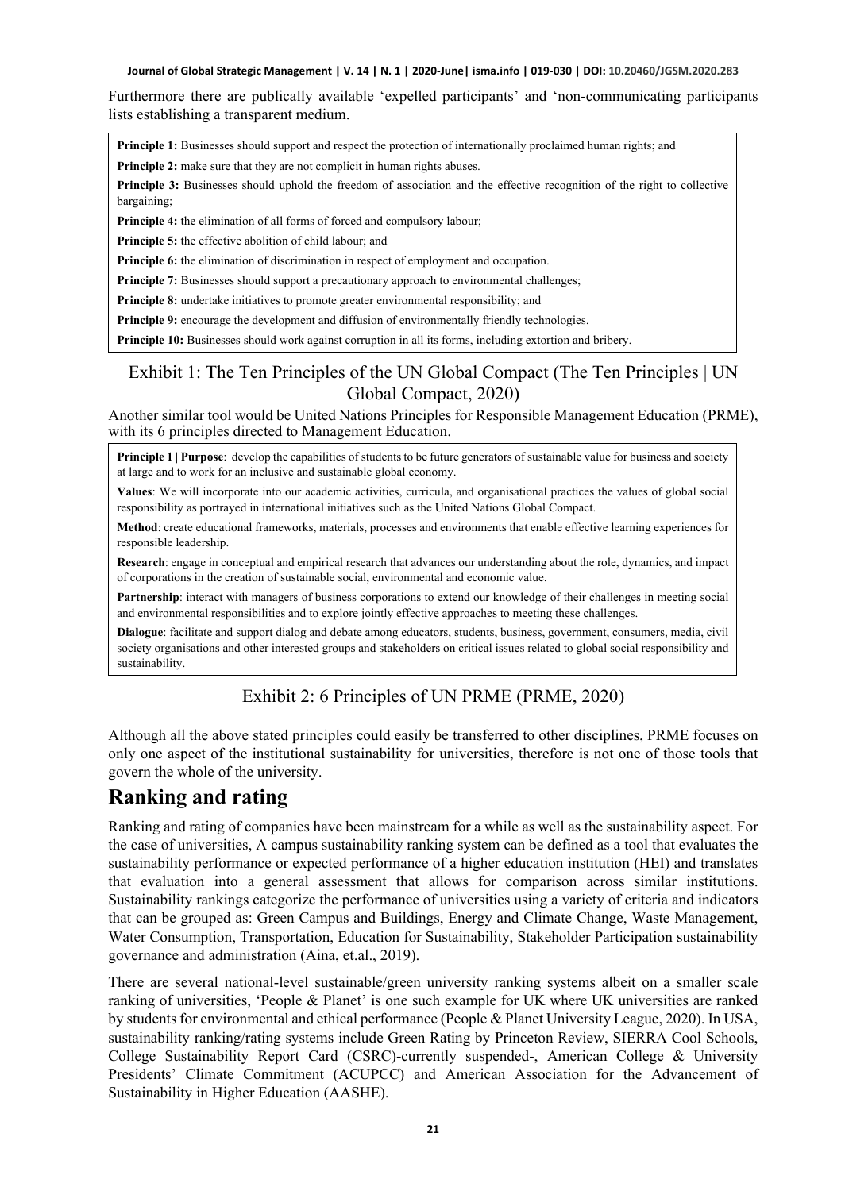Furthermore there are publically available 'expelled participants' and 'non-communicating participants lists establishing a transparent medium.

> **Principle 1:** Businesses should support and respect the protection of internationally proclaimed human rights; and
>
> **Principle 2:** make sure that they are not complicit in human rights abuses.
>
> **Principle 3:** Businesses should uphold the freedom of association and the effective recognition of the right to collective bargaining;
>
> **Principle 4:** the elimination of all forms of forced and compulsory labour;
>
> **Principle 5:** the effective abolition of child labour; and
>
> **Principle 6:** the elimination of discrimination in respect of employment and occupation.
>
> **Principle 7:** Businesses should support a precautionary approach to environmental challenges;
>
> **Principle 8:** undertake initiatives to promote greater environmental responsibility; and
>
> **Principle 9:** encourage the development and diffusion of environmentally friendly technologies.
>
> **Principle 10:** Businesses should work against corruption in all its forms, including extortion and bribery.

Exhibit 1: The Ten Principles of the UN Global Compact (The Ten Principles | UN Global Compact, 2020)

Another similar tool would be United Nations Principles for Responsible Management Education (PRME), with its 6 principles directed to Management Education.

> **Principle 1 | Purpose**: develop the capabilities of students to be future generators of sustainable value for business and society at large and to work for an inclusive and sustainable global economy.
>
> **Values**: We will incorporate into our academic activities, curricula, and organisational practices the values of global social responsibility as portrayed in international initiatives such as the United Nations Global Compact.
>
> **Method**: create educational frameworks, materials, processes and environments that enable effective learning experiences for responsible leadership.
>
> **Research**: engage in conceptual and empirical research that advances our understanding about the role, dynamics, and impact of corporations in the creation of sustainable social, environmental and economic value.
>
> **Partnership**: interact with managers of business corporations to extend our knowledge of their challenges in meeting social and environmental responsibilities and to explore jointly effective approaches to meeting these challenges.
>
> **Dialogue**: facilitate and support dialog and debate among educators, students, business, government, consumers, media, civil society organisations and other interested groups and stakeholders on critical issues related to global social responsibility and sustainability.

Exhibit 2: 6 Principles of UN PRME (PRME, 2020)

Although all the above stated principles could easily be transferred to other disciplines, PRME focuses on only one aspect of the institutional sustainability for universities, therefore is not one of those tools that govern the whole of the university.

## Ranking and rating

Ranking and rating of companies have been mainstream for a while as well as the sustainability aspect. For the case of universities, A campus sustainability ranking system can be defined as a tool that evaluates the sustainability performance or expected performance of a higher education institution (HEI) and translates that evaluation into a general assessment that allows for comparison across similar institutions. Sustainability rankings categorize the performance of universities using a variety of criteria and indicators that can be grouped as: Green Campus and Buildings, Energy and Climate Change, Waste Management, Water Consumption, Transportation, Education for Sustainability, Stakeholder Participation sustainability governance and administration (Aina, et.al., 2019).

There are several national-level sustainable/green university ranking systems albeit on a smaller scale ranking of universities, 'People & Planet' is one such example for UK where UK universities are ranked by students for environmental and ethical performance (People & Planet University League, 2020). In USA, sustainability ranking/rating systems include Green Rating by Princeton Review, SIERRA Cool Schools, College Sustainability Report Card (CSRC)-currently suspended-, American College & University Presidents' Climate Commitment (ACUPCC) and American Association for the Advancement of Sustainability in Higher Education (AASHE).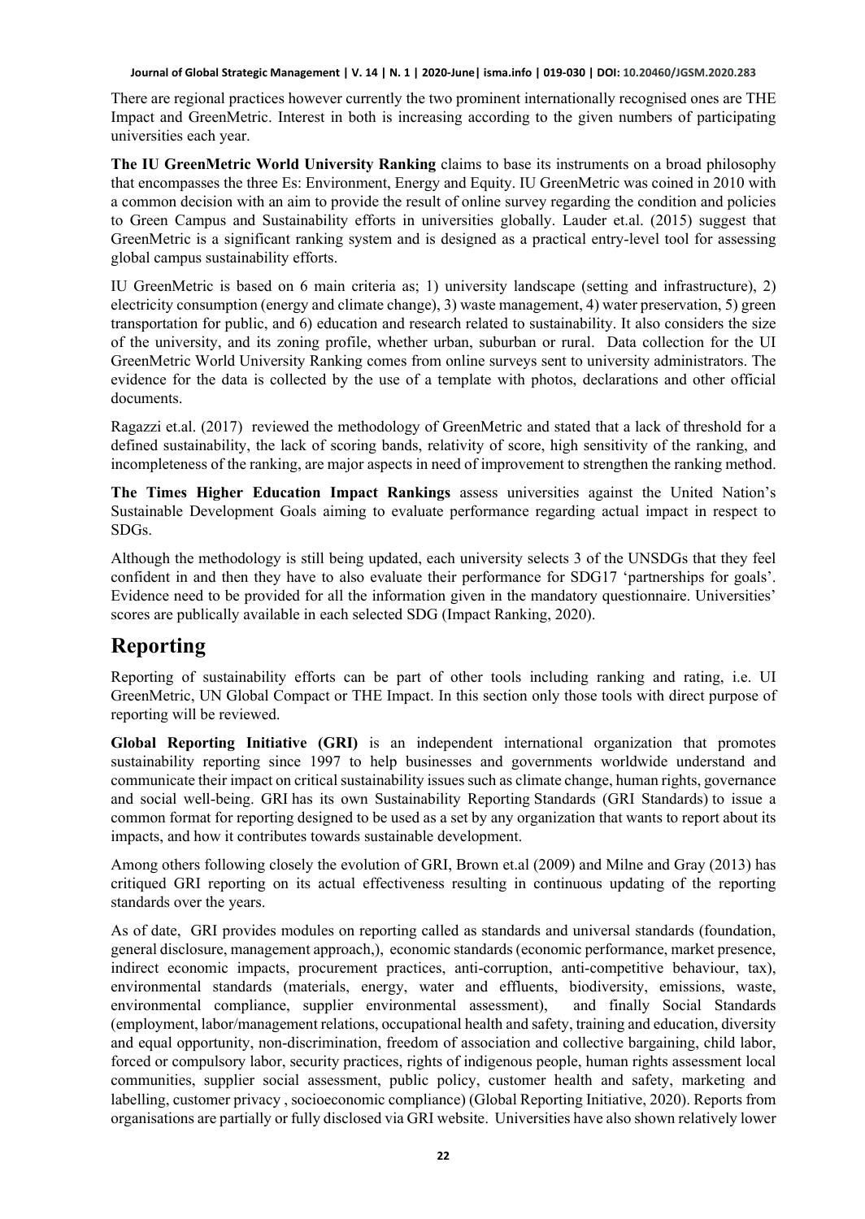There are regional practices however currently the two prominent internationally recognised ones are THE Impact and GreenMetric. Interest in both is increasing according to the given numbers of participating universities each year.

**The IU GreenMetric World University Ranking** claims to base its instruments on a broad philosophy that encompasses the three Es: Environment, Energy and Equity. IU GreenMetric was coined in 2010 with a common decision with an aim to provide the result of online survey regarding the condition and policies to Green Campus and Sustainability efforts in universities globally. Lauder et.al. (2015) suggest that GreenMetric is a significant ranking system and is designed as a practical entry-level tool for assessing global campus sustainability efforts.

IU GreenMetric is based on 6 main criteria as; 1) university landscape (setting and infrastructure), 2) electricity consumption (energy and climate change), 3) waste management, 4) water preservation, 5) green transportation for public, and 6) education and research related to sustainability. It also considers the size of the university, and its zoning profile, whether urban, suburban or rural. Data collection for the UI GreenMetric World University Ranking comes from online surveys sent to university administrators. The evidence for the data is collected by the use of a template with photos, declarations and other official documents.

Ragazzi et.al. (2017) reviewed the methodology of GreenMetric and stated that a lack of threshold for a defined sustainability, the lack of scoring bands, relativity of score, high sensitivity of the ranking, and incompleteness of the ranking, are major aspects in need of improvement to strengthen the ranking method.

**The Times Higher Education Impact Rankings** assess universities against the United Nation's Sustainable Development Goals aiming to evaluate performance regarding actual impact in respect to SDGs.

Although the methodology is still being updated, each university selects 3 of the UNSDGs that they feel confident in and then they have to also evaluate their performance for SDG17 'partnerships for goals'. Evidence need to be provided for all the information given in the mandatory questionnaire. Universities' scores are publically available in each selected SDG (Impact Ranking, 2020).

# Reporting

Reporting of sustainability efforts can be part of other tools including ranking and rating, i.e. UI GreenMetric, UN Global Compact or THE Impact. In this section only those tools with direct purpose of reporting will be reviewed.

**Global Reporting Initiative (GRI)** is an independent international organization that promotes sustainability reporting since 1997 to help businesses and governments worldwide understand and communicate their impact on critical sustainability issues such as climate change, human rights, governance and social well-being. GRI has its own Sustainability Reporting Standards (GRI Standards) to issue a common format for reporting designed to be used as a set by any organization that wants to report about its impacts, and how it contributes towards sustainable development.

Among others following closely the evolution of GRI, Brown et.al (2009) and Milne and Gray (2013) has critiqued GRI reporting on its actual effectiveness resulting in continuous updating of the reporting standards over the years.

As of date, GRI provides modules on reporting called as standards and universal standards (foundation, general disclosure, management approach,), economic standards (economic performance, market presence, indirect economic impacts, procurement practices, anti-corruption, anti-competitive behaviour, tax), environmental standards (materials, energy, water and effluents, biodiversity, emissions, waste, environmental compliance, supplier environmental assessment), and finally Social Standards (employment, labor/management relations, occupational health and safety, training and education, diversity and equal opportunity, non-discrimination, freedom of association and collective bargaining, child labor, forced or compulsory labor, security practices, rights of indigenous people, human rights assessment local communities, supplier social assessment, public policy, customer health and safety, marketing and labelling, customer privacy , socioeconomic compliance) (Global Reporting Initiative, 2020). Reports from organisations are partially or fully disclosed via GRI website. Universities have also shown relatively lower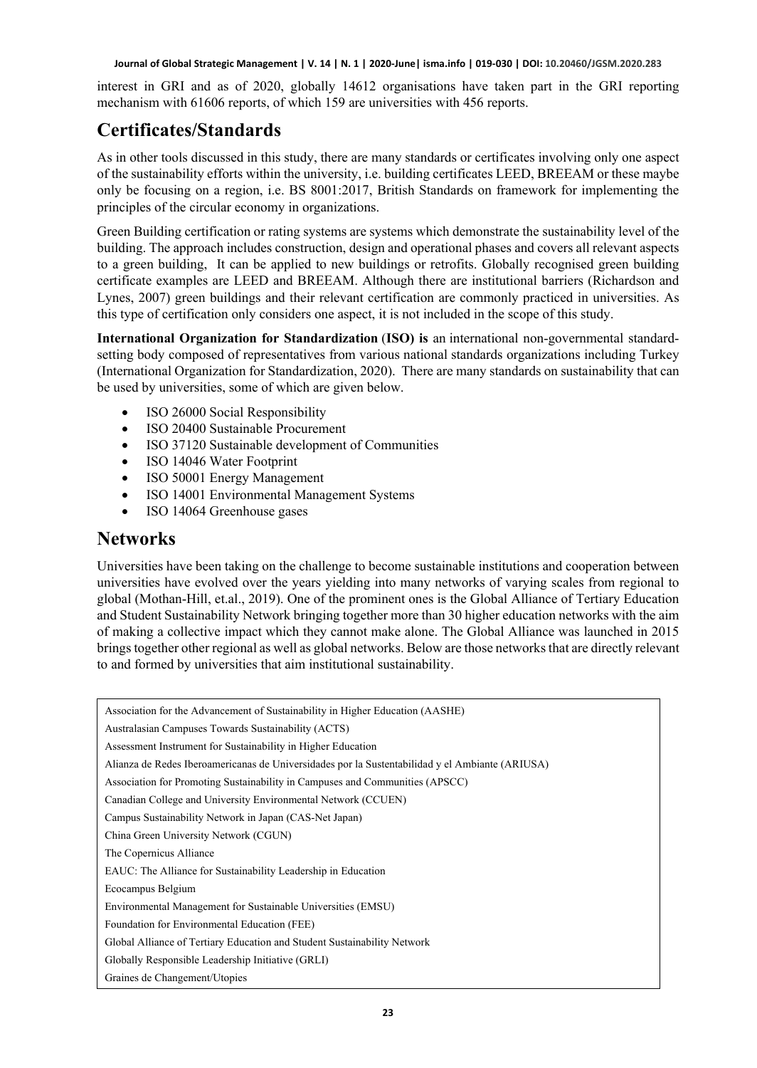interest in GRI and as of 2020, globally 14612 organisations have taken part in the GRI reporting mechanism with 61606 reports, of which 159 are universities with 456 reports.

## Certificates/Standards

As in other tools discussed in this study, there are many standards or certificates involving only one aspect of the sustainability efforts within the university, i.e. building certificates LEED, BREEAM or these maybe only be focusing on a region, i.e. BS 8001:2017, British Standards on framework for implementing the principles of the circular economy in organizations.

Green Building certification or rating systems are systems which demonstrate the sustainability level of the building. The approach includes construction, design and operational phases and covers all relevant aspects to a green building, It can be applied to new buildings or retrofits. Globally recognised green building certificate examples are LEED and BREEAM. Although there are institutional barriers (Richardson and Lynes, 2007) green buildings and their relevant certification are commonly practiced in universities. As this type of certification only considers one aspect, it is not included in the scope of this study.

**International Organization for Standardization** (**ISO) is** an international non-governmental standard-setting body composed of representatives from various national standards organizations including Turkey (International Organization for Standardization, 2020). There are many standards on sustainability that can be used by universities, some of which are given below.

- ISO 26000 Social Responsibility
- ISO 20400 Sustainable Procurement
- ISO 37120 Sustainable development of Communities
- ISO 14046 Water Footprint
- ISO 50001 Energy Management
- ISO 14001 Environmental Management Systems
- ISO 14064 Greenhouse gases

## Networks

Universities have been taking on the challenge to become sustainable institutions and cooperation between universities have evolved over the years yielding into many networks of varying scales from regional to global (Mothan-Hill, et.al., 2019). One of the prominent ones is the Global Alliance of Tertiary Education and Student Sustainability Network bringing together more than 30 higher education networks with the aim of making a collective impact which they cannot make alone. The Global Alliance was launched in 2015 brings together other regional as well as global networks. Below are those networks that are directly relevant to and formed by universities that aim institutional sustainability.

| |
|---|
| Association for the Advancement of Sustainability in Higher Education (AASHE) |
| Australasian Campuses Towards Sustainability (ACTS) |
| Assessment Instrument for Sustainability in Higher Education |
| Alianza de Redes Iberoamericanas de Universidades por la Sustentabilidad y el Ambiante (ARIUSA) |
| Association for Promoting Sustainability in Campuses and Communities (APSCC) |
| Canadian College and University Environmental Network (CCUEN) |
| Campus Sustainability Network in Japan (CAS-Net Japan) |
| China Green University Network (CGUN) |
| The Copernicus Alliance |
| EAUC: The Alliance for Sustainability Leadership in Education |
| Ecocampus Belgium |
| Environmental Management for Sustainable Universities (EMSU) |
| Foundation for Environmental Education (FEE) |
| Global Alliance of Tertiary Education and Student Sustainability Network |
| Globally Responsible Leadership Initiative (GRLI) |
| Graines de Changement/Utopies |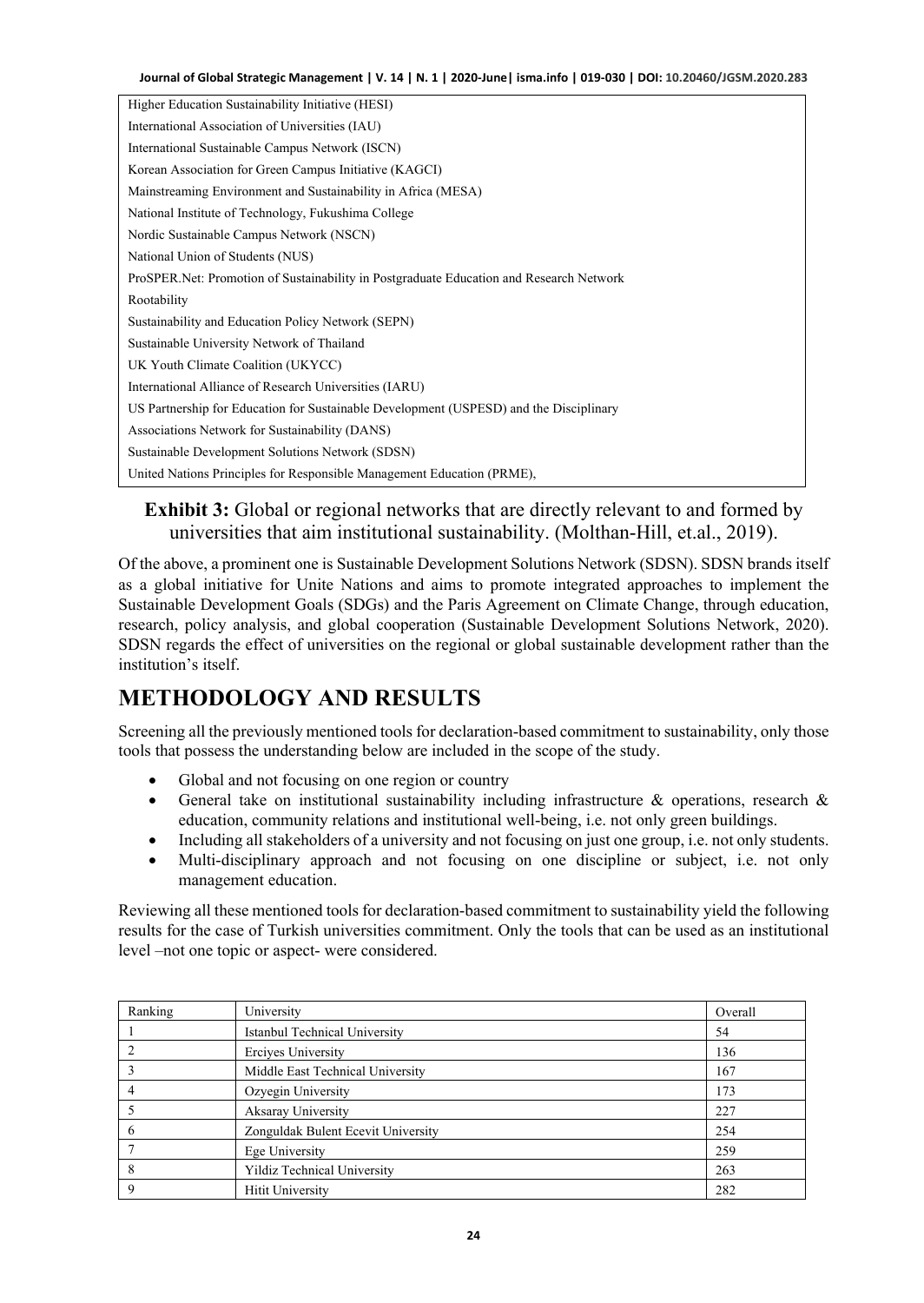| Higher Education Sustainability Initiative (HESI) |
|---|
| International Association of Universities (IAU) |
| International Sustainable Campus Network (ISCN) |
| Korean Association for Green Campus Initiative (KAGCI) |
| Mainstreaming Environment and Sustainability in Africa (MESA) |
| National Institute of Technology, Fukushima College |
| Nordic Sustainable Campus Network (NSCN) |
| National Union of Students (NUS) |
| ProSPER.Net: Promotion of Sustainability in Postgraduate Education and Research Network |
| Rootability |
| Sustainability and Education Policy Network (SEPN) |
| Sustainable University Network of Thailand |
| UK Youth Climate Coalition (UKYCC) |
| International Alliance of Research Universities (IARU) |
| US Partnership for Education for Sustainable Development (USPESD) and the Disciplinary |
| Associations Network for Sustainability (DANS) |
| Sustainable Development Solutions Network (SDSN) |
| United Nations Principles for Responsible Management Education (PRME), |

**Exhibit 3:** Global or regional networks that are directly relevant to and formed by universities that aim institutional sustainability. (Molthan-Hill, et.al., 2019).

Of the above, a prominent one is Sustainable Development Solutions Network (SDSN). SDSN brands itself as a global initiative for Unite Nations and aims to promote integrated approaches to implement the Sustainable Development Goals (SDGs) and the Paris Agreement on Climate Change, through education, research, policy analysis, and global cooperation (Sustainable Development Solutions Network, 2020). SDSN regards the effect of universities on the regional or global sustainable development rather than the institution's itself.

# METHODOLOGY AND RESULTS

Screening all the previously mentioned tools for declaration-based commitment to sustainability, only those tools that possess the understanding below are included in the scope of the study.

- Global and not focusing on one region or country
- General take on institutional sustainability including infrastructure & operations, research & education, community relations and institutional well-being, i.e. not only green buildings.
- Including all stakeholders of a university and not focusing on just one group, i.e. not only students.
- Multi-disciplinary approach and not focusing on one discipline or subject, i.e. not only management education.

Reviewing all these mentioned tools for declaration-based commitment to sustainability yield the following results for the case of Turkish universities commitment. Only the tools that can be used as an institutional level –not one topic or aspect- were considered.

| Ranking | University | Overall |
|---|---|---|
| 1 | Istanbul Technical University | 54 |
| 2 | Erciyes University | 136 |
| 3 | Middle East Technical University | 167 |
| 4 | Ozyegin University | 173 |
| 5 | Aksaray University | 227 |
| 6 | Zonguldak Bulent Ecevit University | 254 |
| 7 | Ege University | 259 |
| 8 | Yildiz Technical University | 263 |
| 9 | Hitit University | 282 |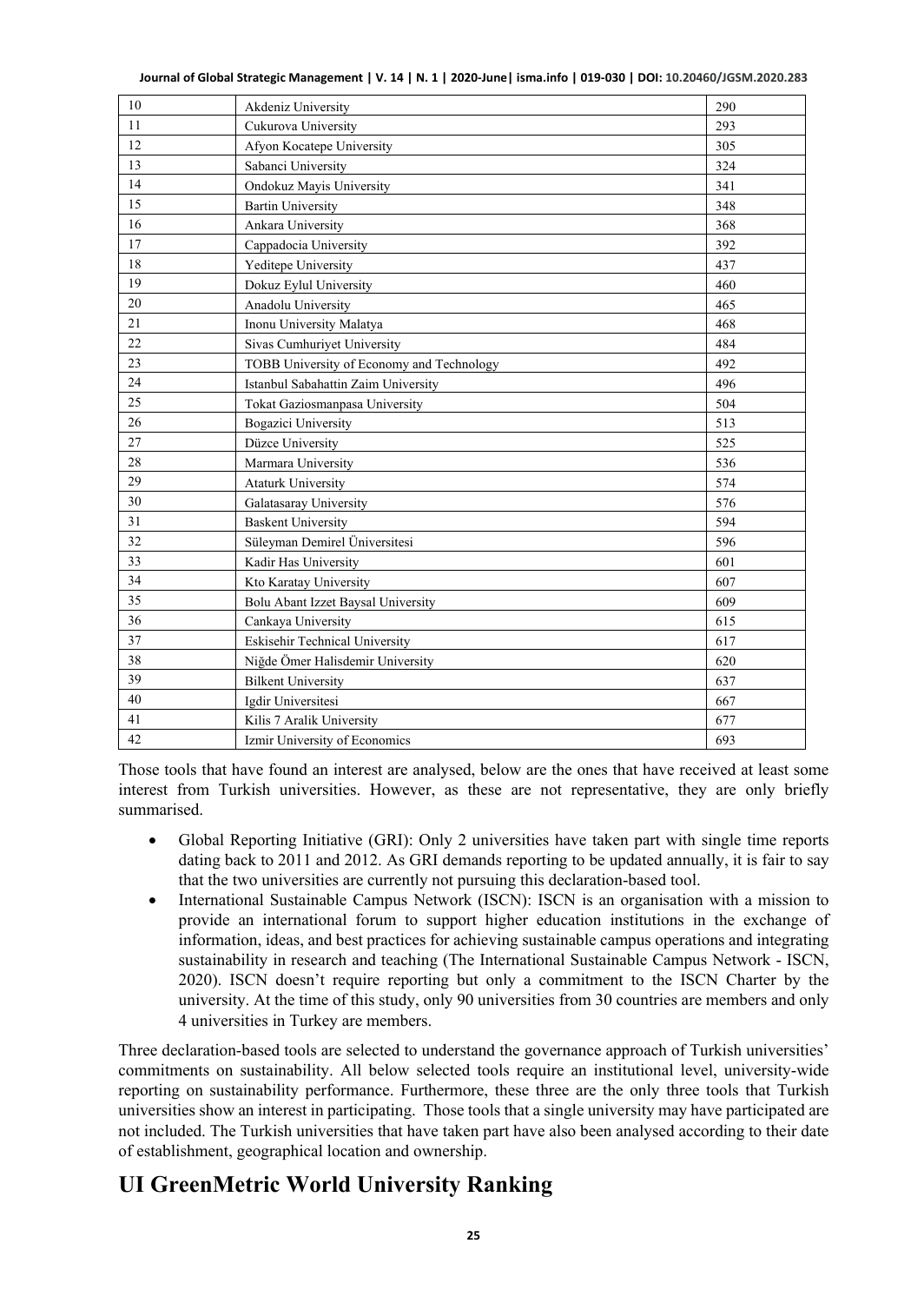| 10 | Akdeniz University | 290 |
|---|---|---|
| 11 | Cukurova University | 293 |
| 12 | Afyon Kocatepe University | 305 |
| 13 | Sabanci University | 324 |
| 14 | Ondokuz Mayis University | 341 |
| 15 | Bartin University | 348 |
| 16 | Ankara University | 368 |
| 17 | Cappadocia University | 392 |
| 18 | Yeditepe University | 437 |
| 19 | Dokuz Eylul University | 460 |
| 20 | Anadolu University | 465 |
| 21 | Inonu University Malatya | 468 |
| 22 | Sivas Cumhuriyet University | 484 |
| 23 | TOBB University of Economy and Technology | 492 |
| 24 | Istanbul Sabahattin Zaim University | 496 |
| 25 | Tokat Gaziosmanpasa University | 504 |
| 26 | Bogazici University | 513 |
| 27 | Düzce University | 525 |
| 28 | Marmara University | 536 |
| 29 | Ataturk University | 574 |
| 30 | Galatasaray University | 576 |
| 31 | Baskent University | 594 |
| 32 | Süleyman Demirel Üniversitesi | 596 |
| 33 | Kadir Has University | 601 |
| 34 | Kto Karatay University | 607 |
| 35 | Bolu Abant Izzet Baysal University | 609 |
| 36 | Cankaya University | 615 |
| 37 | Eskisehir Technical University | 617 |
| 38 | Niğde Ömer Halisdemir University | 620 |
| 39 | Bilkent University | 637 |
| 40 | Igdir Universitesi | 667 |
| 41 | Kilis 7 Aralik University | 677 |
| 42 | Izmir University of Economics | 693 |

Those tools that have found an interest are analysed, below are the ones that have received at least some interest from Turkish universities. However, as these are not representative, they are only briefly summarised.

- Global Reporting Initiative (GRI): Only 2 universities have taken part with single time reports dating back to 2011 and 2012. As GRI demands reporting to be updated annually, it is fair to say that the two universities are currently not pursuing this declaration-based tool.
- International Sustainable Campus Network (ISCN): ISCN is an organisation with a mission to provide an international forum to support higher education institutions in the exchange of information, ideas, and best practices for achieving sustainable campus operations and integrating sustainability in research and teaching (The International Sustainable Campus Network - ISCN, 2020). ISCN doesn't require reporting but only a commitment to the ISCN Charter by the university. At the time of this study, only 90 universities from 30 countries are members and only 4 universities in Turkey are members.

Three declaration-based tools are selected to understand the governance approach of Turkish universities' commitments on sustainability. All below selected tools require an institutional level, university-wide reporting on sustainability performance. Furthermore, these three are the only three tools that Turkish universities show an interest in participating. Those tools that a single university may have participated are not included. The Turkish universities that have taken part have also been analysed according to their date of establishment, geographical location and ownership.

## UI GreenMetric World University Ranking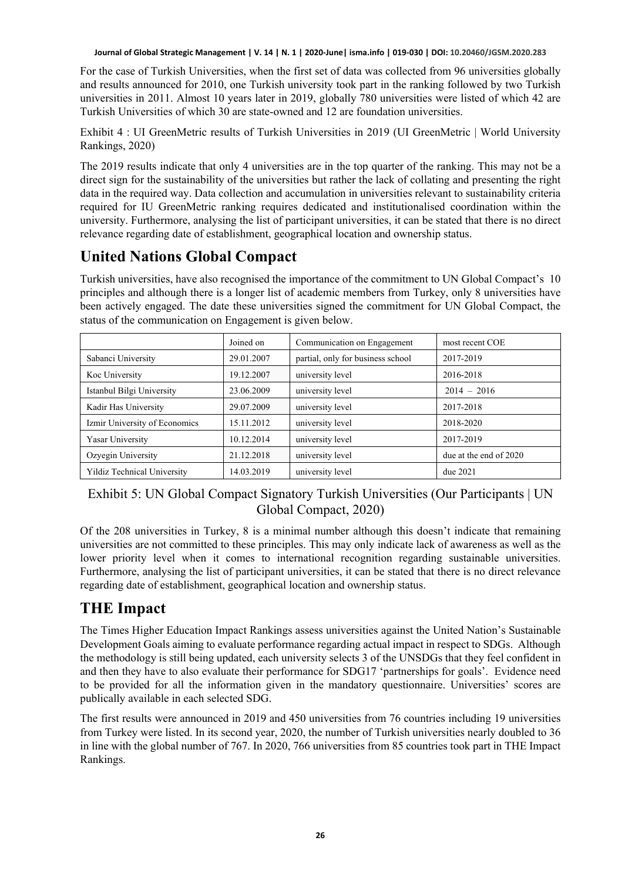For the case of Turkish Universities, when the first set of data was collected from 96 universities globally and results announced for 2010, one Turkish university took part in the ranking followed by two Turkish universities in 2011. Almost 10 years later in 2019, globally 780 universities were listed of which 42 are Turkish Universities of which 30 are state-owned and 12 are foundation universities.

Exhibit 4 : UI GreenMetric results of Turkish Universities in 2019 (UI GreenMetric | World University Rankings, 2020)

The 2019 results indicate that only 4 universities are in the top quarter of the ranking. This may not be a direct sign for the sustainability of the universities but rather the lack of collating and presenting the right data in the required way. Data collection and accumulation in universities relevant to sustainability criteria required for IU GreenMetric ranking requires dedicated and institutionalised coordination within the university. Furthermore, analysing the list of participant universities, it can be stated that there is no direct relevance regarding date of establishment, geographical location and ownership status.

# United Nations Global Compact

Turkish universities, have also recognised the importance of the commitment to UN Global Compact's 10 principles and although there is a longer list of academic members from Turkey, only 8 universities have been actively engaged. The date these universities signed the commitment for UN Global Compact, the status of the communication on Engagement is given below.

| | Joined on | Communication on Engagement | most recent COE |
|---|---|---|---|
| Sabanci University | 29.01.2007 | partial, only for business school | 2017-2019 |
| Koc University | 19.12.2007 | university level | 2016-2018 |
| Istanbul Bilgi University | 23.06.2009 | university level | 2014 – 2016 |
| Kadir Has University | 29.07.2009 | university level | 2017-2018 |
| Izmir University of Economics | 15.11.2012 | university level | 2018-2020 |
| Yasar University | 10.12.2014 | university level | 2017-2019 |
| Ozyegin University | 21.12.2018 | university level | due at the end of 2020 |
| Yildiz Technical University | 14.03.2019 | university level | due 2021 |

Exhibit 5: UN Global Compact Signatory Turkish Universities (Our Participants | UN Global Compact, 2020)

Of the 208 universities in Turkey, 8 is a minimal number although this doesn't indicate that remaining universities are not committed to these principles. This may only indicate lack of awareness as well as the lower priority level when it comes to international recognition regarding sustainable universities. Furthermore, analysing the list of participant universities, it can be stated that there is no direct relevance regarding date of establishment, geographical location and ownership status.

# THE Impact

The Times Higher Education Impact Rankings assess universities against the United Nation's Sustainable Development Goals aiming to evaluate performance regarding actual impact in respect to SDGs. Although the methodology is still being updated, each university selects 3 of the UNSDGs that they feel confident in and then they have to also evaluate their performance for SDG17 'partnerships for goals'. Evidence need to be provided for all the information given in the mandatory questionnaire. Universities' scores are publically available in each selected SDG.

The first results were announced in 2019 and 450 universities from 76 countries including 19 universities from Turkey were listed. In its second year, 2020, the number of Turkish universities nearly doubled to 36 in line with the global number of 767. In 2020, 766 universities from 85 countries took part in THE Impact Rankings.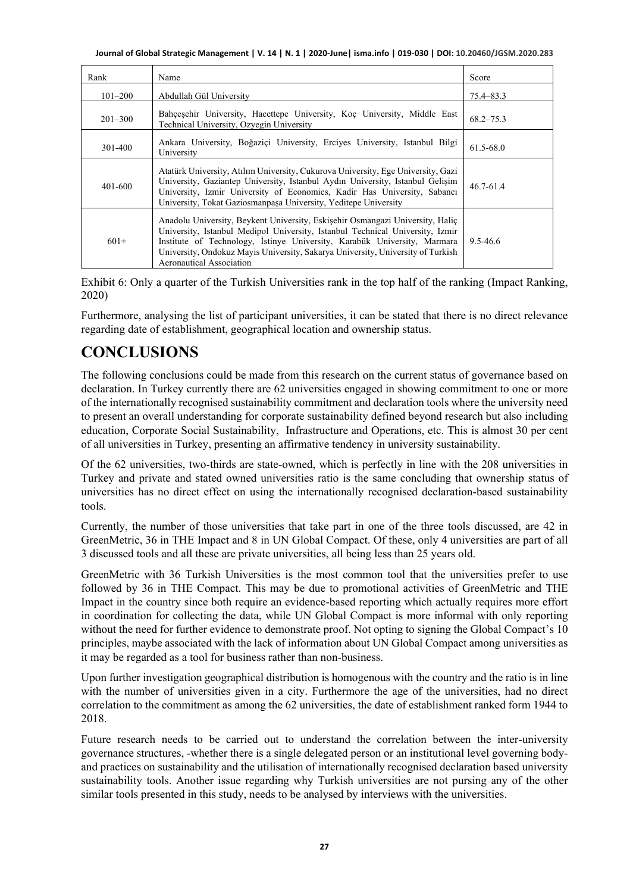| Rank | Name | Score |
|---|---|---|
| 101–200 | Abdullah Gül University | 75.4–83.3 |
| 201–300 | Bahçeşehir University, Hacettepe University, Koç University, Middle East Technical University, Ozyegin University | 68.2–75.3 |
| 301-400 | Ankara University, Boğaziçi University, Erciyes University, Istanbul Bilgi University | 61.5-68.0 |
| 401-600 | Atatürk University, Atılım University, Cukurova University, Ege University, Gazi University, Gaziantep University, Istanbul Aydın University, Istanbul Gelişim University, Izmir University of Economics, Kadir Has University, Sabancı University, Tokat Gaziosmanpaşa University, Yeditepe University | 46.7-61.4 |
| 601+ | Anadolu University, Beykent University, Eskişehir Osmangazi University, Haliç University, Istanbul Medipol University, Istanbul Technical University, Izmir Institute of Technology, İstinye University, Karabük University, Marmara University, Ondokuz Mayis University, Sakarya University, University of Turkish Aeronautical Association | 9.5-46.6 |

Exhibit 6: Only a quarter of the Turkish Universities rank in the top half of the ranking (Impact Ranking, 2020)

Furthermore, analysing the list of participant universities, it can be stated that there is no direct relevance regarding date of establishment, geographical location and ownership status.

# CONCLUSIONS

The following conclusions could be made from this research on the current status of governance based on declaration. In Turkey currently there are 62 universities engaged in showing commitment to one or more of the internationally recognised sustainability commitment and declaration tools where the university need to present an overall understanding for corporate sustainability defined beyond research but also including education, Corporate Social Sustainability, Infrastructure and Operations, etc. This is almost 30 per cent of all universities in Turkey, presenting an affirmative tendency in university sustainability.

Of the 62 universities, two-thirds are state-owned, which is perfectly in line with the 208 universities in Turkey and private and stated owned universities ratio is the same concluding that ownership status of universities has no direct effect on using the internationally recognised declaration-based sustainability tools.

Currently, the number of those universities that take part in one of the three tools discussed, are 42 in GreenMetric, 36 in THE Impact and 8 in UN Global Compact. Of these, only 4 universities are part of all 3 discussed tools and all these are private universities, all being less than 25 years old.

GreenMetric with 36 Turkish Universities is the most common tool that the universities prefer to use followed by 36 in THE Compact. This may be due to promotional activities of GreenMetric and THE Impact in the country since both require an evidence-based reporting which actually requires more effort in coordination for collecting the data, while UN Global Compact is more informal with only reporting without the need for further evidence to demonstrate proof. Not opting to signing the Global Compact's 10 principles, maybe associated with the lack of information about UN Global Compact among universities as it may be regarded as a tool for business rather than non-business.

Upon further investigation geographical distribution is homogenous with the country and the ratio is in line with the number of universities given in a city. Furthermore the age of the universities, had no direct correlation to the commitment as among the 62 universities, the date of establishment ranked form 1944 to 2018.

Future research needs to be carried out to understand the correlation between the inter-university governance structures, -whether there is a single delegated person or an institutional level governing body- and practices on sustainability and the utilisation of internationally recognised declaration based university sustainability tools. Another issue regarding why Turkish universities are not pursing any of the other similar tools presented in this study, needs to be analysed by interviews with the universities.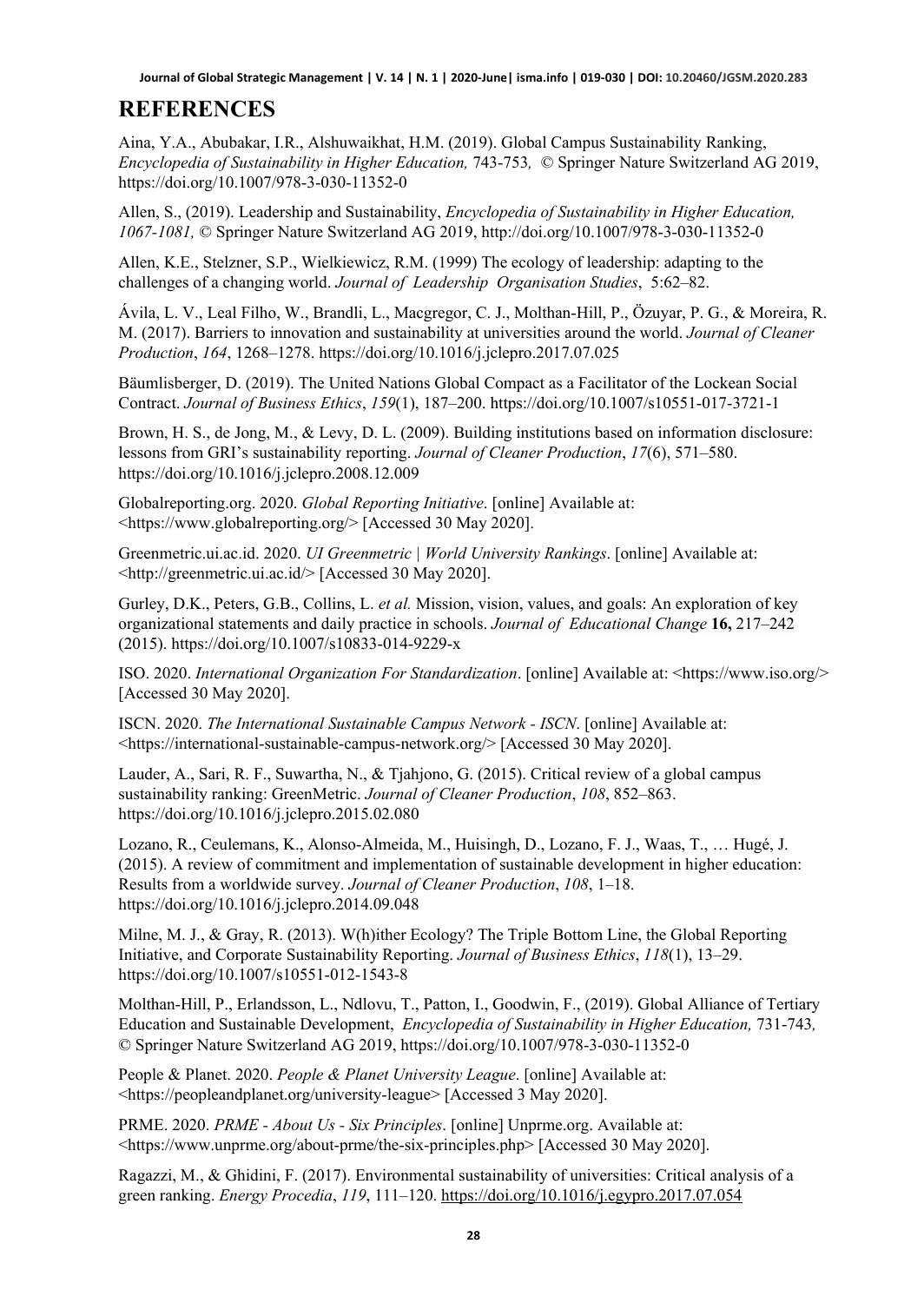## REFERENCES

Aina, Y.A., Abubakar, I.R., Alshuwaikhat, H.M. (2019). Global Campus Sustainability Ranking, *Encyclopedia of Sustainability in Higher Education,* 743-753*,* © Springer Nature Switzerland AG 2019, https://doi.org/10.1007/978-3-030-11352-0

Allen, S., (2019). Leadership and Sustainability, *Encyclopedia of Sustainability in Higher Education, 1067-1081,* © Springer Nature Switzerland AG 2019, http://doi.org/10.1007/978-3-030-11352-0

Allen, K.E., Stelzner, S.P., Wielkiewicz, R.M. (1999) The ecology of leadership: adapting to the challenges of a changing world. *Journal of Leadership Organisation Studies*, 5:62–82.

Ávila, L. V., Leal Filho, W., Brandli, L., Macgregor, C. J., Molthan-Hill, P., Özuyar, P. G., & Moreira, R. M. (2017). Barriers to innovation and sustainability at universities around the world. *Journal of Cleaner Production*, *164*, 1268–1278. https://doi.org/10.1016/j.jclepro.2017.07.025

Bäumlisberger, D. (2019). The United Nations Global Compact as a Facilitator of the Lockean Social Contract. *Journal of Business Ethics*, *159*(1), 187–200. https://doi.org/10.1007/s10551-017-3721-1

Brown, H. S., de Jong, M., & Levy, D. L. (2009). Building institutions based on information disclosure: lessons from GRI's sustainability reporting. *Journal of Cleaner Production*, *17*(6), 571–580. https://doi.org/10.1016/j.jclepro.2008.12.009

Globalreporting.org. 2020. *Global Reporting Initiative*. [online] Available at: <https://www.globalreporting.org/> [Accessed 30 May 2020].

Greenmetric.ui.ac.id. 2020. *UI Greenmetric | World University Rankings*. [online] Available at: <http://greenmetric.ui.ac.id/> [Accessed 30 May 2020].

Gurley, D.K., Peters, G.B., Collins, L. *et al.* Mission, vision, values, and goals: An exploration of key organizational statements and daily practice in schools. *Journal of Educational Change* **16,** 217–242 (2015). https://doi.org/10.1007/s10833-014-9229-x

ISO. 2020. *International Organization For Standardization*. [online] Available at: <https://www.iso.org/> [Accessed 30 May 2020].

ISCN. 2020. *The International Sustainable Campus Network - ISCN*. [online] Available at: <https://international-sustainable-campus-network.org/> [Accessed 30 May 2020].

Lauder, A., Sari, R. F., Suwartha, N., & Tjahjono, G. (2015). Critical review of a global campus sustainability ranking: GreenMetric. *Journal of Cleaner Production*, *108*, 852–863. https://doi.org/10.1016/j.jclepro.2015.02.080

Lozano, R., Ceulemans, K., Alonso-Almeida, M., Huisingh, D., Lozano, F. J., Waas, T., … Hugé, J. (2015). A review of commitment and implementation of sustainable development in higher education: Results from a worldwide survey. *Journal of Cleaner Production*, *108*, 1–18. https://doi.org/10.1016/j.jclepro.2014.09.048

Milne, M. J., & Gray, R. (2013). W(h)ither Ecology? The Triple Bottom Line, the Global Reporting Initiative, and Corporate Sustainability Reporting. *Journal of Business Ethics*, *118*(1), 13–29. https://doi.org/10.1007/s10551-012-1543-8

Molthan-Hill, P., Erlandsson, L., Ndlovu, T., Patton, I., Goodwin, F., (2019). Global Alliance of Tertiary Education and Sustainable Development, *Encyclopedia of Sustainability in Higher Education,* 731-743*,* © Springer Nature Switzerland AG 2019, https://doi.org/10.1007/978-3-030-11352-0

People & Planet. 2020. *People & Planet University League*. [online] Available at: <https://peopleandplanet.org/university-league> [Accessed 3 May 2020].

PRME. 2020. *PRME - About Us - Six Principles*. [online] Unprme.org. Available at: <https://www.unprme.org/about-prme/the-six-principles.php> [Accessed 30 May 2020].

Ragazzi, M., & Ghidini, F. (2017). Environmental sustainability of universities: Critical analysis of a green ranking. *Energy Procedia*, *119*, 111–120. https://doi.org/10.1016/j.egypro.2017.07.054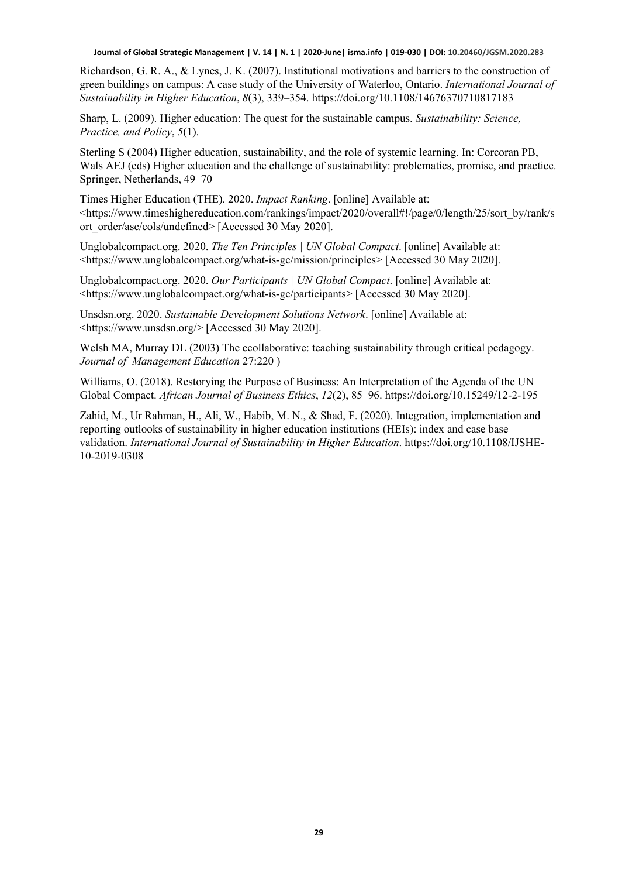Richardson, G. R. A., & Lynes, J. K. (2007). Institutional motivations and barriers to the construction of green buildings on campus: A case study of the University of Waterloo, Ontario. *International Journal of Sustainability in Higher Education*, *8*(3), 339–354. https://doi.org/10.1108/14676370710817183

Sharp, L. (2009). Higher education: The quest for the sustainable campus. *Sustainability: Science, Practice, and Policy*, *5*(1).

Sterling S (2004) Higher education, sustainability, and the role of systemic learning. In: Corcoran PB, Wals AEJ (eds) Higher education and the challenge of sustainability: problematics, promise, and practice. Springer, Netherlands, 49–70

Times Higher Education (THE). 2020. *Impact Ranking*. [online] Available at: <https://www.timeshighereducation.com/rankings/impact/2020/overall#!/page/0/length/25/sort_by/rank/sort_order/asc/cols/undefined> [Accessed 30 May 2020].

Unglobalcompact.org. 2020. *The Ten Principles | UN Global Compact*. [online] Available at: <https://www.unglobalcompact.org/what-is-gc/mission/principles> [Accessed 30 May 2020].

Unglobalcompact.org. 2020. *Our Participants | UN Global Compact*. [online] Available at: <https://www.unglobalcompact.org/what-is-gc/participants> [Accessed 30 May 2020].

Unsdsn.org. 2020. *Sustainable Development Solutions Network*. [online] Available at: <https://www.unsdsn.org/> [Accessed 30 May 2020].

Welsh MA, Murray DL (2003) The ecollaborative: teaching sustainability through critical pedagogy. *Journal of Management Education* 27:220 )

Williams, O. (2018). Restorying the Purpose of Business: An Interpretation of the Agenda of the UN Global Compact. *African Journal of Business Ethics*, *12*(2), 85–96. https://doi.org/10.15249/12-2-195

Zahid, M., Ur Rahman, H., Ali, W., Habib, M. N., & Shad, F. (2020). Integration, implementation and reporting outlooks of sustainability in higher education institutions (HEIs): index and case base validation. *International Journal of Sustainability in Higher Education*. https://doi.org/10.1108/IJSHE-10-2019-0308